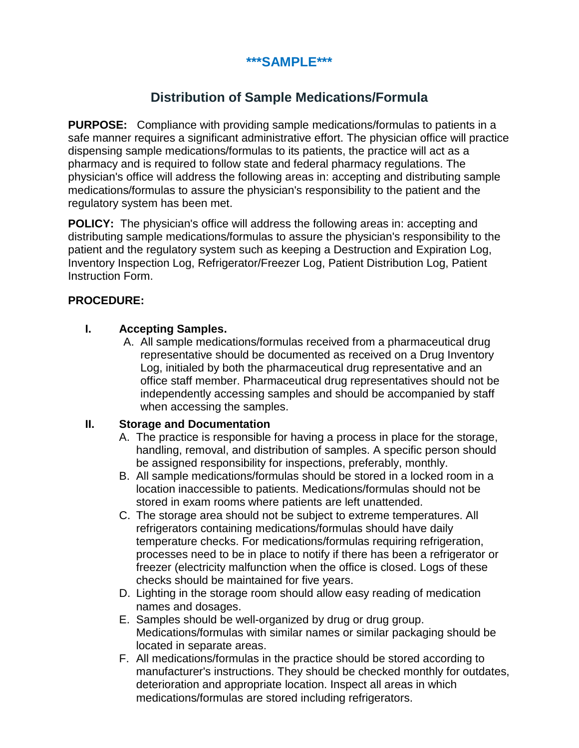***SAMPLE***

# Distribution of Sample Medications/Formula

**PURPOSE:** Compliance with providing sample medications/formulas to patients in a safe manner requires a significant administrative effort. The physician office will practice dispensing sample medications/formulas to its patients, the practice will act as a pharmacy and is required to follow state and federal pharmacy regulations. The physician's office will address the following areas in: accepting and distributing sample medications/formulas to assure the physician's responsibility to the patient and the regulatory system has been met.

**POLICY:** The physician's office will address the following areas in: accepting and distributing sample medications/formulas to assure the physician's responsibility to the patient and the regulatory system such as keeping a Destruction and Expiration Log, Inventory Inspection Log, Refrigerator/Freezer Log, Patient Distribution Log, Patient Instruction Form.

**PROCEDURE:**

**I. Accepting Samples.**

A. All sample medications/formulas received from a pharmaceutical drug representative should be documented as received on a Drug Inventory Log, initialed by both the pharmaceutical drug representative and an office staff member. Pharmaceutical drug representatives should not be independently accessing samples and should be accompanied by staff when accessing the samples.

**II. Storage and Documentation**

A. The practice is responsible for having a process in place for the storage, handling, removal, and distribution of samples. A specific person should be assigned responsibility for inspections, preferably, monthly.

B. All sample medications/formulas should be stored in a locked room in a location inaccessible to patients. Medications/formulas should not be stored in exam rooms where patients are left unattended.

C. The storage area should not be subject to extreme temperatures. All refrigerators containing medications/formulas should have daily temperature checks. For medications/formulas requiring refrigeration, processes need to be in place to notify if there has been a refrigerator or freezer (electricity malfunction when the office is closed. Logs of these checks should be maintained for five years.

D. Lighting in the storage room should allow easy reading of medication names and dosages.

E. Samples should be well-organized by drug or drug group. Medications/formulas with similar names or similar packaging should be located in separate areas.

F. All medications/formulas in the practice should be stored according to manufacturer's instructions. They should be checked monthly for outdates, deterioration and appropriate location. Inspect all areas in which medications/formulas are stored including refrigerators.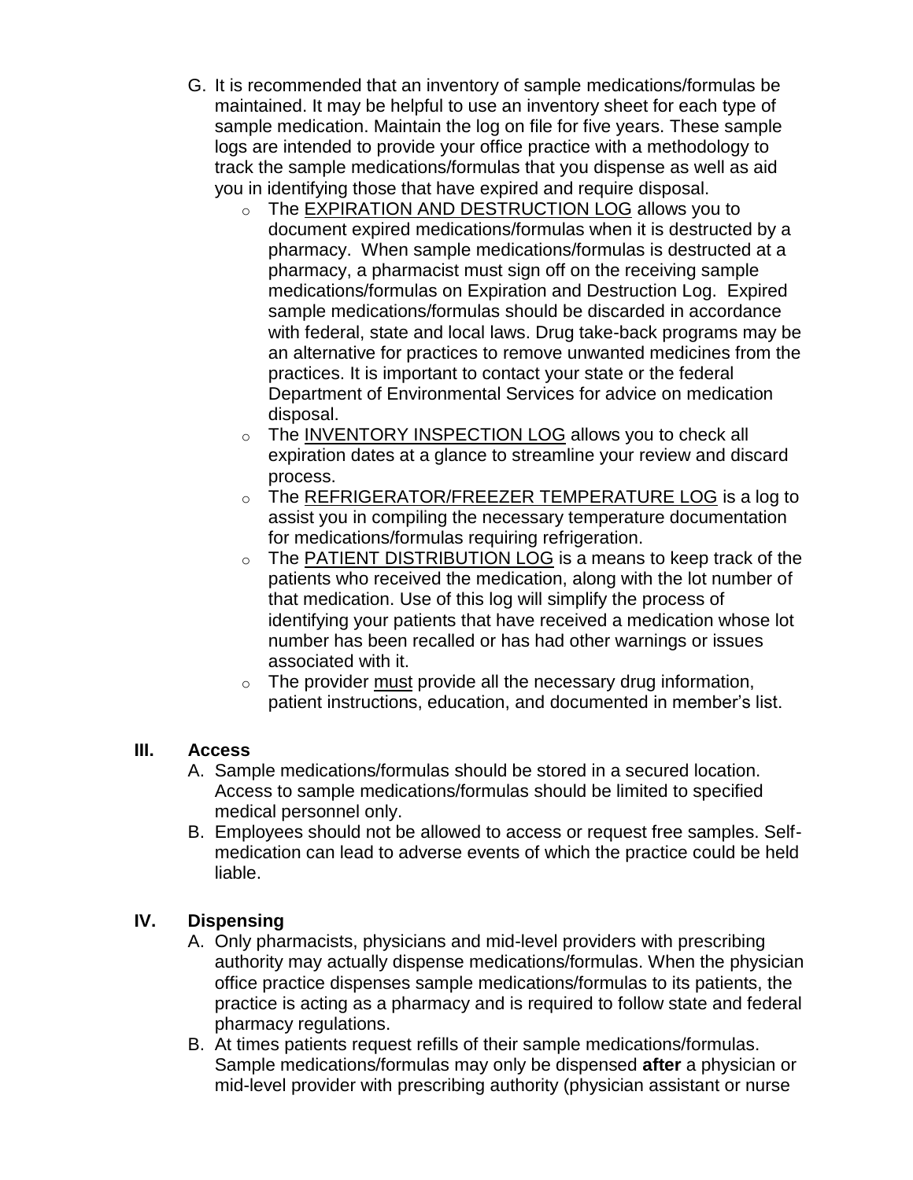G. It is recommended that an inventory of sample medications/formulas be maintained. It may be helpful to use an inventory sheet for each type of sample medication. Maintain the log on file for five years. These sample logs are intended to provide your office practice with a methodology to track the sample medications/formulas that you dispense as well as aid you in identifying those that have expired and require disposal.
   - The <u>EXPIRATION AND DESTRUCTION LOG</u> allows you to document expired medications/formulas when it is destructed by a pharmacy. When sample medications/formulas is destructed at a pharmacy, a pharmacist must sign off on the receiving sample medications/formulas on Expiration and Destruction Log. Expired sample medications/formulas should be discarded in accordance with federal, state and local laws. Drug take-back programs may be an alternative for practices to remove unwanted medicines from the practices. It is important to contact your state or the federal Department of Environmental Services for advice on medication disposal.
   - The <u>INVENTORY INSPECTION LOG</u> allows you to check all expiration dates at a glance to streamline your review and discard process.
   - The <u>REFRIGERATOR/FREEZER TEMPERATURE LOG</u> is a log to assist you in compiling the necessary temperature documentation for medications/formulas requiring refrigeration.
   - The <u>PATIENT DISTRIBUTION LOG</u> is a means to keep track of the patients who received the medication, along with the lot number of that medication. Use of this log will simplify the process of identifying your patients that have received a medication whose lot number has been recalled or has had other warnings or issues associated with it.
   - The provider <u>must</u> provide all the necessary drug information, patient instructions, education, and documented in member's list.

## III. Access

A. Sample medications/formulas should be stored in a secured location. Access to sample medications/formulas should be limited to specified medical personnel only.

B. Employees should not be allowed to access or request free samples. Self-medication can lead to adverse events of which the practice could be held liable.

## IV. Dispensing

A. Only pharmacists, physicians and mid-level providers with prescribing authority may actually dispense medications/formulas. When the physician office practice dispenses sample medications/formulas to its patients, the practice is acting as a pharmacy and is required to follow state and federal pharmacy regulations.

B. At times patients request refills of their sample medications/formulas. Sample medications/formulas may only be dispensed **after** a physician or mid-level provider with prescribing authority (physician assistant or nurse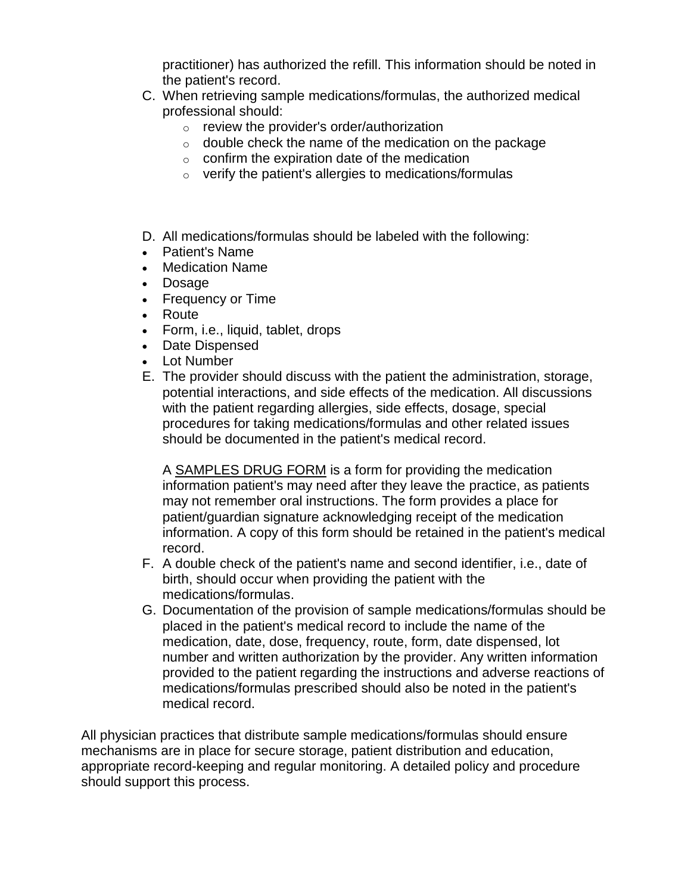practitioner) has authorized the refill. This information should be noted in the patient's record.

C. When retrieving sample medications/formulas, the authorized medical professional should:
   - review the provider's order/authorization
   - double check the name of the medication on the package
   - confirm the expiration date of the medication
   - verify the patient's allergies to medications/formulas

D. All medications/formulas should be labeled with the following:

- Patient's Name
- Medication Name
- Dosage
- Frequency or Time
- Route
- Form, i.e., liquid, tablet, drops
- Date Dispensed
- Lot Number

E. The provider should discuss with the patient the administration, storage, potential interactions, and side effects of the medication. All discussions with the patient regarding allergies, side effects, dosage, special procedures for taking medications/formulas and other related issues should be documented in the patient's medical record.

   A SAMPLES DRUG FORM is a form for providing the medication information patient's may need after they leave the practice, as patients may not remember oral instructions. The form provides a place for patient/guardian signature acknowledging receipt of the medication information. A copy of this form should be retained in the patient's medical record.

F. A double check of the patient's name and second identifier, i.e., date of birth, should occur when providing the patient with the medications/formulas.

G. Documentation of the provision of sample medications/formulas should be placed in the patient's medical record to include the name of the medication, date, dose, frequency, route, form, date dispensed, lot number and written authorization by the provider. Any written information provided to the patient regarding the instructions and adverse reactions of medications/formulas prescribed should also be noted in the patient's medical record.

All physician practices that distribute sample medications/formulas should ensure mechanisms are in place for secure storage, patient distribution and education, appropriate record-keeping and regular monitoring. A detailed policy and procedure should support this process.